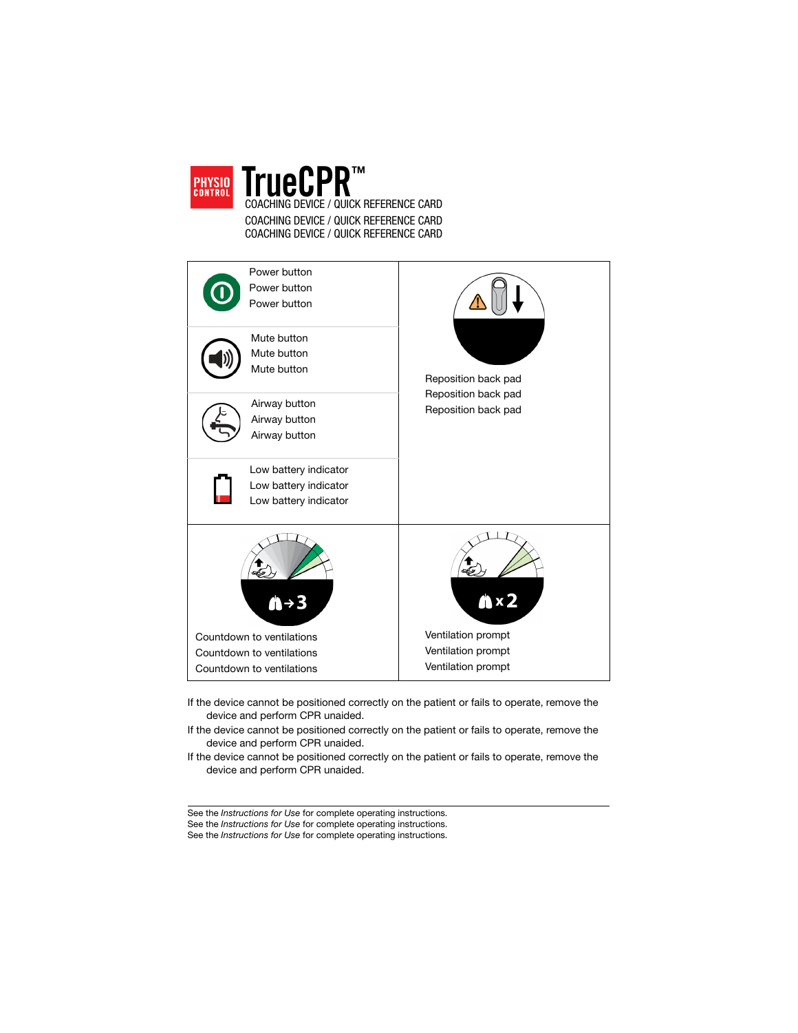# TrueCPR™

COACHING DEVICE / QUICK REFERENCE CARD

COACHING DEVICE / QUICK REFERENCE CARD

COACHING DEVICE / QUICK REFERENCE CARD

| | |
|---|---|
| Power button<br>Power button<br>Power button | Reposition back pad<br>Reposition back pad<br>Reposition back pad |
| Mute button<br>Mute button<br>Mute button | |
| Airway button<br>Airway button<br>Airway button | |
| Low battery indicator<br>Low battery indicator<br>Low battery indicator | |
| 3<br>Countdown to ventilations<br>Countdown to ventilations<br>Countdown to ventilations | x 2<br>Ventilation prompt<br>Ventilation prompt<br>Ventilation prompt |

If the device cannot be positioned correctly on the patient or fails to operate, remove the device and perform CPR unaided.

If the device cannot be positioned correctly on the patient or fails to operate, remove the device and perform CPR unaided.

If the device cannot be positioned correctly on the patient or fails to operate, remove the device and perform CPR unaided.

---

See the *Instructions for Use* for complete operating instructions.
See the *Instructions for Use* for complete operating instructions.
See the *Instructions for Use* for complete operating instructions.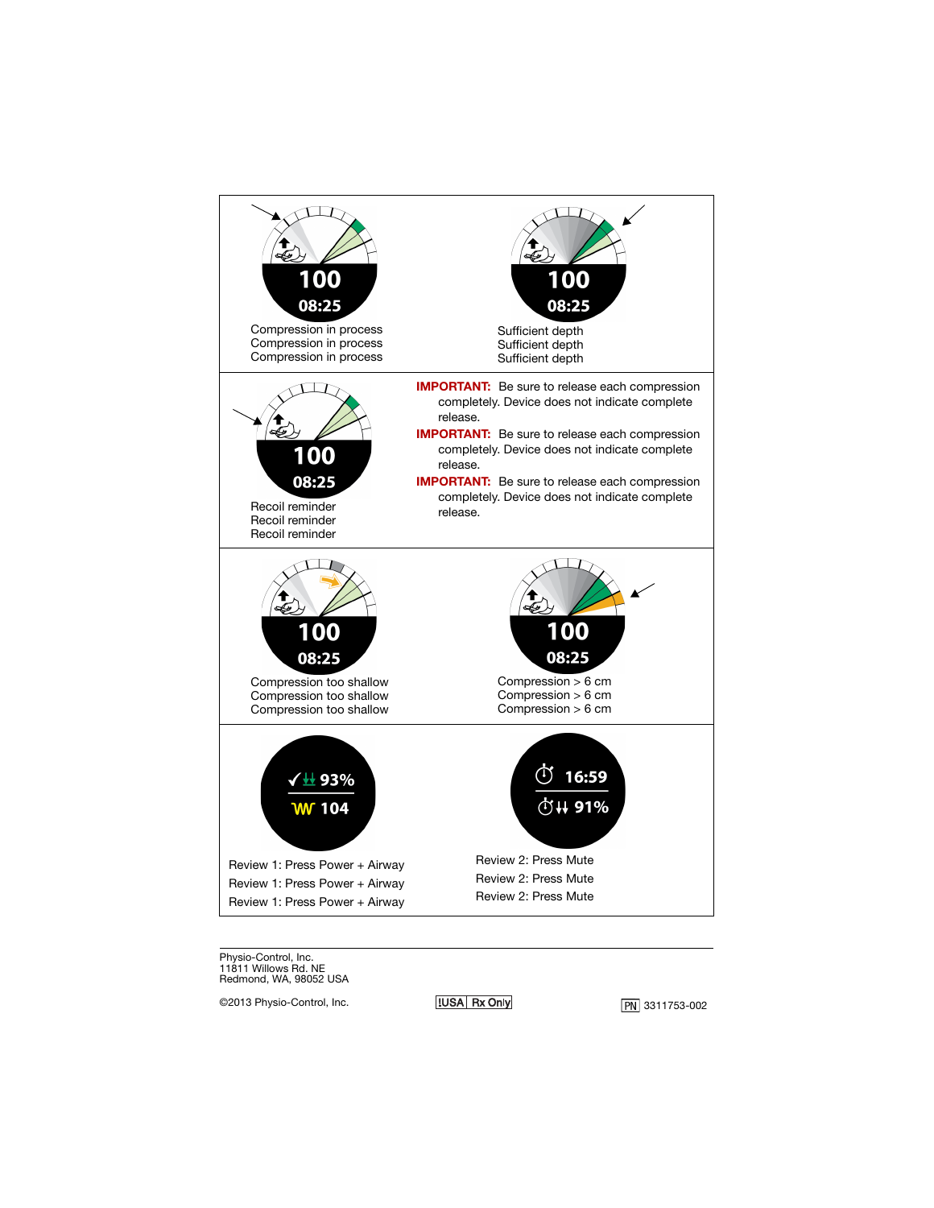100
08:25

Compression in process
Compression in process
Compression in process

100
08:25

Sufficient depth
Sufficient depth
Sufficient depth

100
08:25

Recoil reminder
Recoil reminder
Recoil reminder

**IMPORTANT:** Be sure to release each compression completely. Device does not indicate complete release.

**IMPORTANT:** Be sure to release each compression completely. Device does not indicate complete release.

**IMPORTANT:** Be sure to release each compression completely. Device does not indicate complete release.

100
08:25

Compression too shallow
Compression too shallow
Compression too shallow

100
08:25

Compression > 6 cm
Compression > 6 cm
Compression > 6 cm

93%
104

Review 1: Press Power + Airway
Review 1: Press Power + Airway
Review 1: Press Power + Airway

16:59
91%

Review 2: Press Mute
Review 2: Press Mute
Review 2: Press Mute

Physio-Control, Inc.
11811 Willows Rd. NE
Redmond, WA, 98052 USA

©2013 Physio-Control, Inc.

!USA Rx Only

PN 3311753-002